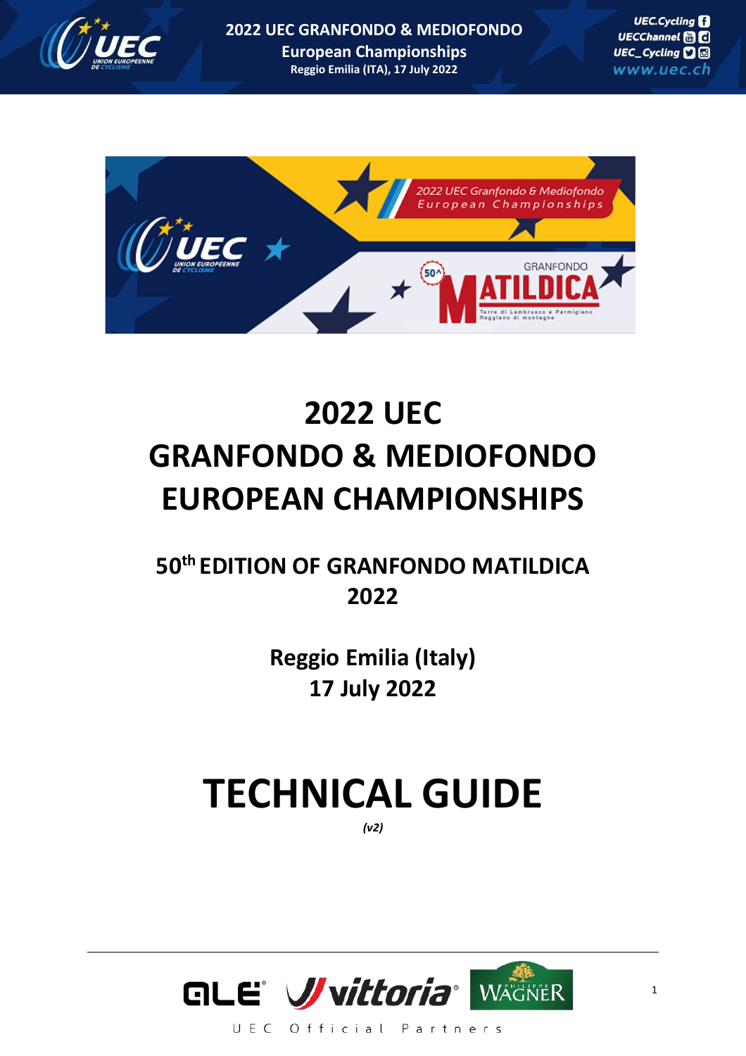# 2022 UEC GRANFONDO & MEDIOFONDO EUROPEAN CHAMPIONSHIPS

## 50th EDITION OF GRANFONDO MATILDICA 2022

### Reggio Emilia (Italy)
### 17 July 2022

# TECHNICAL GUIDE

*(v2)*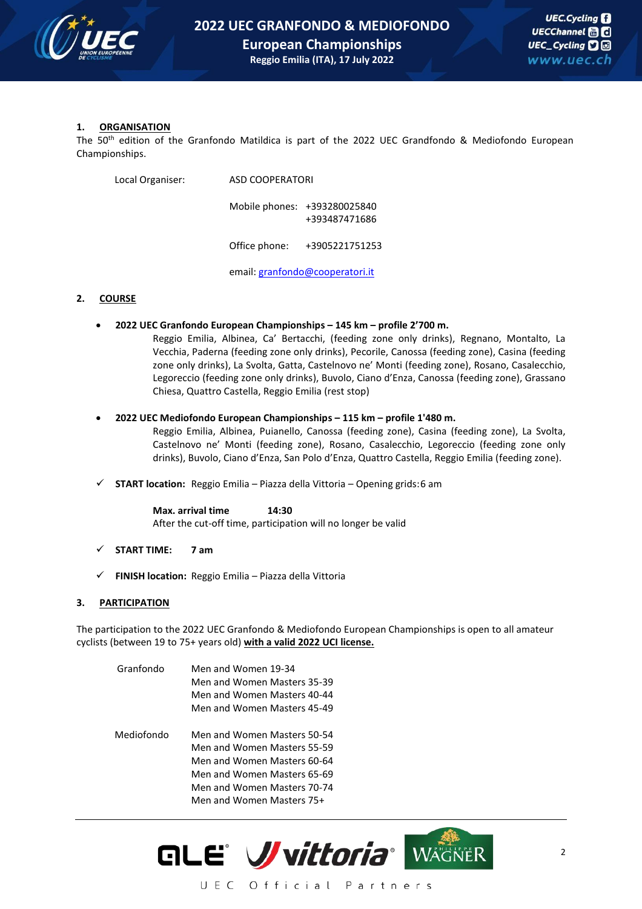## 1. ORGANISATION

The 50th edition of the Granfondo Matildica is part of the 2022 UEC Grandfondo & Mediofondo European Championships.

Local Organiser: ASD COOPERATORI

Mobile phones: +393280025840
+393487471686

Office phone: +3905221751253

email: granfondo@cooperatori.it

## 2. COURSE

- **2022 UEC Granfondo European Championships – 145 km – profile 2'700 m.**
  Reggio Emilia, Albinea, Ca' Bertacchi, (feeding zone only drinks), Regnano, Montalto, La Vecchia, Paderna (feeding zone only drinks), Pecorile, Canossa (feeding zone), Casina (feeding zone only drinks), La Svolta, Gatta, Castelnovo ne' Monti (feeding zone), Rosano, Casalecchio, Legoreccio (feeding zone only drinks), Buvolo, Ciano d'Enza, Canossa (feeding zone), Grassano Chiesa, Quattro Castella, Reggio Emilia (rest stop)

- **2022 UEC Mediofondo European Championships – 115 km – profile 1'480 m.**
  Reggio Emilia, Albinea, Puianello, Canossa (feeding zone), Casina (feeding zone), La Svolta, Castelnovo ne' Monti (feeding zone), Rosano, Casalecchio, Legoreccio (feeding zone only drinks), Buvolo, Ciano d'Enza, San Polo d'Enza, Quattro Castella, Reggio Emilia (feeding zone).

- ✓ **START location:** Reggio Emilia – Piazza della Vittoria – Opening grids: 6 am

  **Max. arrival time 14:30**
  After the cut-off time, participation will no longer be valid

- ✓ **START TIME: 7 am**

- ✓ **FINISH location:** Reggio Emilia – Piazza della Vittoria

## 3. PARTICIPATION

The participation to the 2022 UEC Granfondo & Mediofondo European Championships is open to all amateur cyclists (between 19 to 75+ years old) **with a valid 2022 UCI license.**

Granfondo
- Men and Women 19-34
- Men and Women Masters 35-39
- Men and Women Masters 40-44
- Men and Women Masters 45-49

Mediofondo
- Men and Women Masters 50-54
- Men and Women Masters 55-59
- Men and Women Masters 60-64
- Men and Women Masters 65-69
- Men and Women Masters 70-74
- Men and Women Masters 75+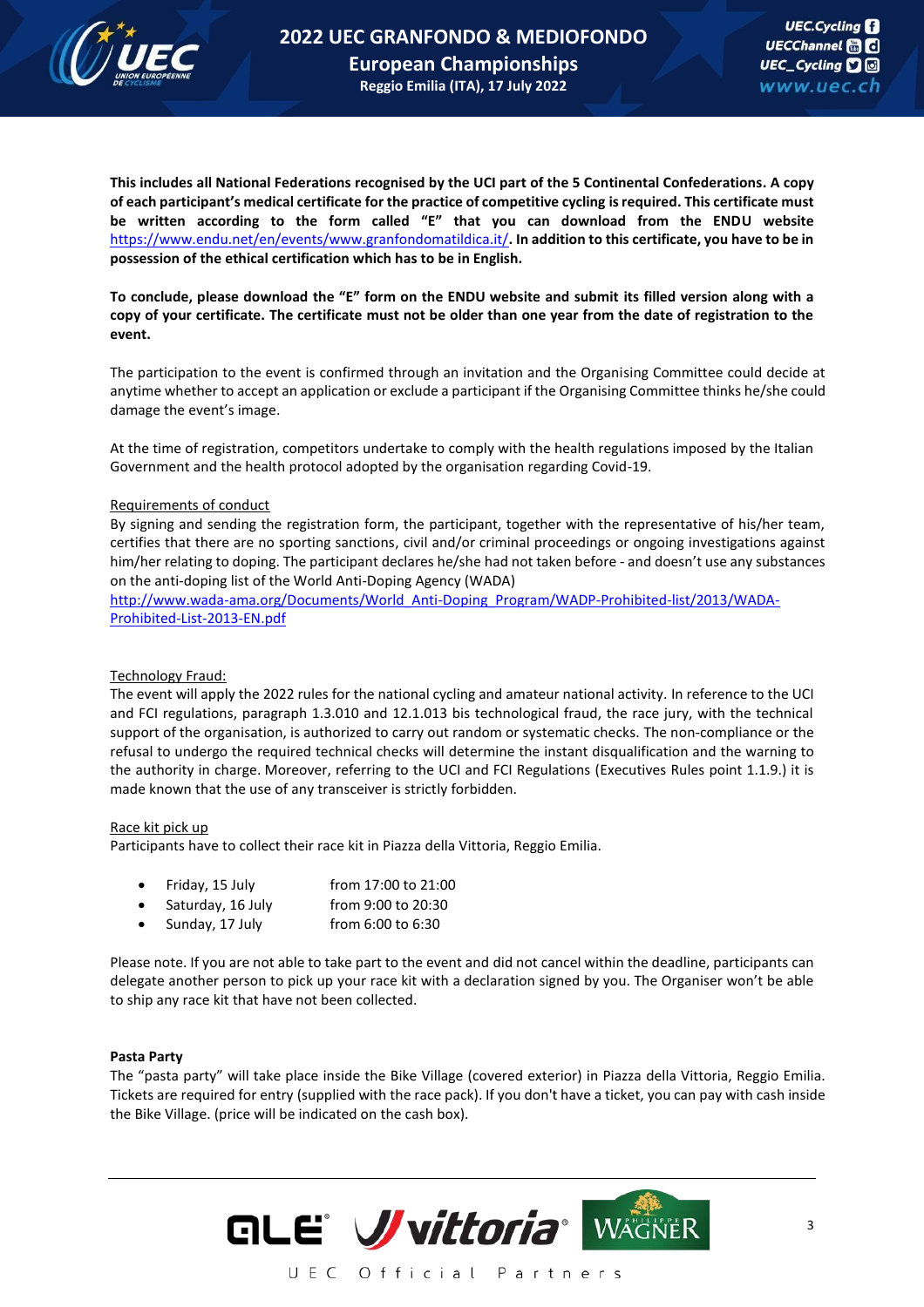**This includes all National Federations recognised by the UCI part of the 5 Continental Confederations. A copy of each participant's medical certificate for the practice of competitive cycling is required. This certificate must be written according to the form called "E" that you can download from the ENDU website [https://www.endu.net/en/events/www.granfondomatildica.it/](https://www.endu.net/en/events/www.granfondomatildica.it/). In addition to this certificate, you have to be in possession of the ethical certification which has to be in English.**

**To conclude, please download the "E" form on the ENDU website and submit its filled version along with a copy of your certificate. The certificate must not be older than one year from the date of registration to the event.**

The participation to the event is confirmed through an invitation and the Organising Committee could decide at anytime whether to accept an application or exclude a participant if the Organising Committee thinks he/she could damage the event's image.

At the time of registration, competitors undertake to comply with the health regulations imposed by the Italian Government and the health protocol adopted by the organisation regarding Covid-19.

Requirements of conduct

By signing and sending the registration form, the participant, together with the representative of his/her team, certifies that there are no sporting sanctions, civil and/or criminal proceedings or ongoing investigations against him/her relating to doping. The participant declares he/she had not taken before - and doesn't use any substances on the anti-doping list of the World Anti-Doping Agency (WADA) [http://www.wada-ama.org/Documents/World_Anti-Doping_Program/WADP-Prohibited-list/2013/WADA-Prohibited-List-2013-EN.pdf](http://www.wada-ama.org/Documents/World_Anti-Doping_Program/WADP-Prohibited-list/2013/WADA-Prohibited-List-2013-EN.pdf)

Technology Fraud:

The event will apply the 2022 rules for the national cycling and amateur national activity. In reference to the UCI and FCI regulations, paragraph 1.3.010 and 12.1.013 bis technological fraud, the race jury, with the technical support of the organisation, is authorized to carry out random or systematic checks. The non-compliance or the refusal to undergo the required technical checks will determine the instant disqualification and the warning to the authority in charge. Moreover, referring to the UCI and FCI Regulations (Executives Rules point 1.1.9.) it is made known that the use of any transceiver is strictly forbidden.

Race kit pick up

Participants have to collect their race kit in Piazza della Vittoria, Reggio Emilia.

- Friday, 15 July from 17:00 to 21:00
- Saturday, 16 July from 9:00 to 20:30
- Sunday, 17 July from 6:00 to 6:30

Please note. If you are not able to take part to the event and did not cancel within the deadline, participants can delegate another person to pick up your race kit with a declaration signed by you. The Organiser won't be able to ship any race kit that have not been collected.

**Pasta Party**

The "pasta party" will take place inside the Bike Village (covered exterior) in Piazza della Vittoria, Reggio Emilia. Tickets are required for entry (supplied with the race pack). If you don't have a ticket, you can pay with cash inside the Bike Village. (price will be indicated on the cash box).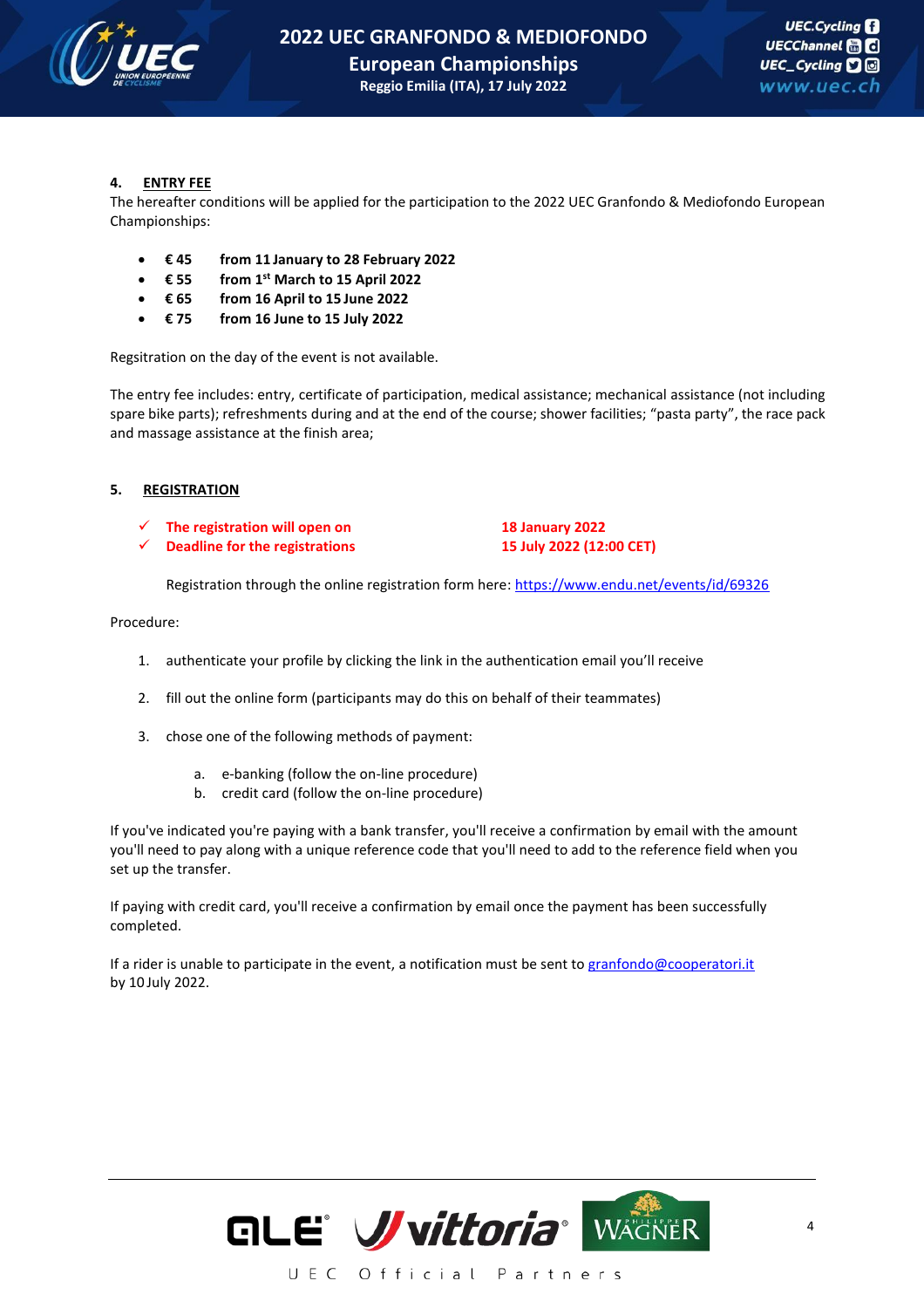## 4. ENTRY FEE

The hereafter conditions will be applied for the participation to the 2022 UEC Granfondo & Mediofondo European Championships:

- **€ 45 from 11 January to 28 February 2022**
- **€ 55 from 1st March to 15 April 2022**
- **€ 65 from 16 April to 15 June 2022**
- **€ 75 from 16 June to 15 July 2022**

Regsitration on the day of the event is not available.

The entry fee includes: entry, certificate of participation, medical assistance; mechanical assistance (not including spare bike parts); refreshments during and at the end of the course; shower facilities; "pasta party", the race pack and massage assistance at the finish area;

## 5. REGISTRATION

- ✓ **The registration will open on 18 January 2022**
- ✓ **Deadline for the registrations 15 July 2022 (12:00 CET)**

Registration through the online registration form here: https://www.endu.net/events/id/69326

Procedure:

1. authenticate your profile by clicking the link in the authentication email you'll receive
2. fill out the online form (participants may do this on behalf of their teammates)
3. chose one of the following methods of payment:
   a. e-banking (follow the on-line procedure)
   b. credit card (follow the on-line procedure)

If you've indicated you're paying with a bank transfer, you'll receive a confirmation by email with the amount you'll need to pay along with a unique reference code that you'll need to add to the reference field when you set up the transfer.

If paying with credit card, you'll receive a confirmation by email once the payment has been successfully completed.

If a rider is unable to participate in the event, a notification must be sent to granfondo@cooperatori.it by 10 July 2022.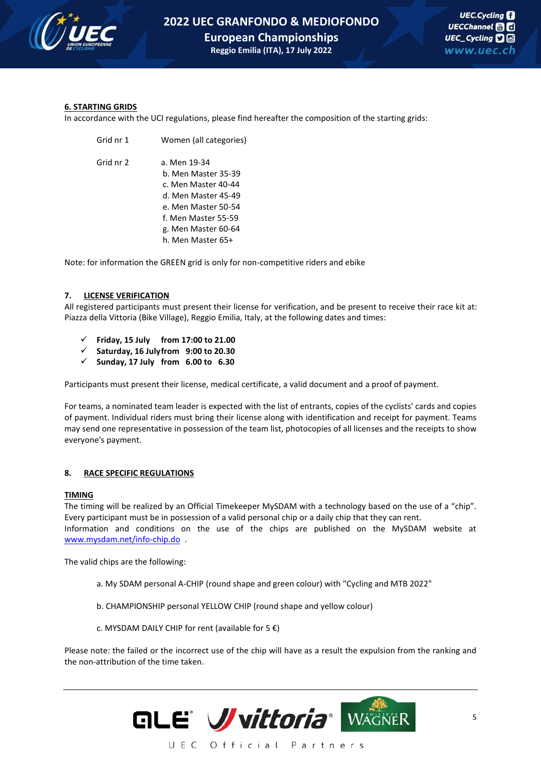## 6. STARTING GRIDS

In accordance with the UCI regulations, please find hereafter the composition of the starting grids:

| | |
|---|---|
| Grid nr 1 | Women (all categories) |
| Grid nr 2 | a. Men 19-34<br>b. Men Master 35-39<br>c. Men Master 40-44<br>d. Men Master 45-49<br>e. Men Master 50-54<br>f. Men Master 55-59<br>g. Men Master 60-64<br>h. Men Master 65+ |

Note: for information the GREEN grid is only for non-competitive riders and ebike

## 7. LICENSE VERIFICATION

All registered participants must present their license for verification, and be present to receive their race kit at: Piazza della Vittoria (Bike Village), Reggio Emilia, Italy, at the following dates and times:

- ✓ **Friday, 15 July from 17:00 to 21.00**
- ✓ **Saturday, 16 July from 9:00 to 20.30**
- ✓ **Sunday, 17 July from 6.00 to 6.30**

Participants must present their license, medical certificate, a valid document and a proof of payment.

For teams, a nominated team leader is expected with the list of entrants, copies of the cyclists' cards and copies of payment. Individual riders must bring their license along with identification and receipt for payment. Teams may send one representative in possession of the team list, photocopies of all licenses and the receipts to show everyone's payment.

## 8. RACE SPECIFIC REGULATIONS

### TIMING

The timing will be realized by an Official Timekeeper MySDAM with a technology based on the use of a "chip". Every participant must be in possession of a valid personal chip or a daily chip that they can rent. Information and conditions on the use of the chips are published on the MySDAM website at www.mysdam.net/info-chip.do .

The valid chips are the following:

a. My SDAM personal A-CHIP (round shape and green colour) with "Cycling and MTB 2022"

b. CHAMPIONSHIP personal YELLOW CHIP (round shape and yellow colour)

c. MYSDAM DAILY CHIP for rent (available for 5 €)

Please note: the failed or the incorrect use of the chip will have as a result the expulsion from the ranking and the non-attribution of the time taken.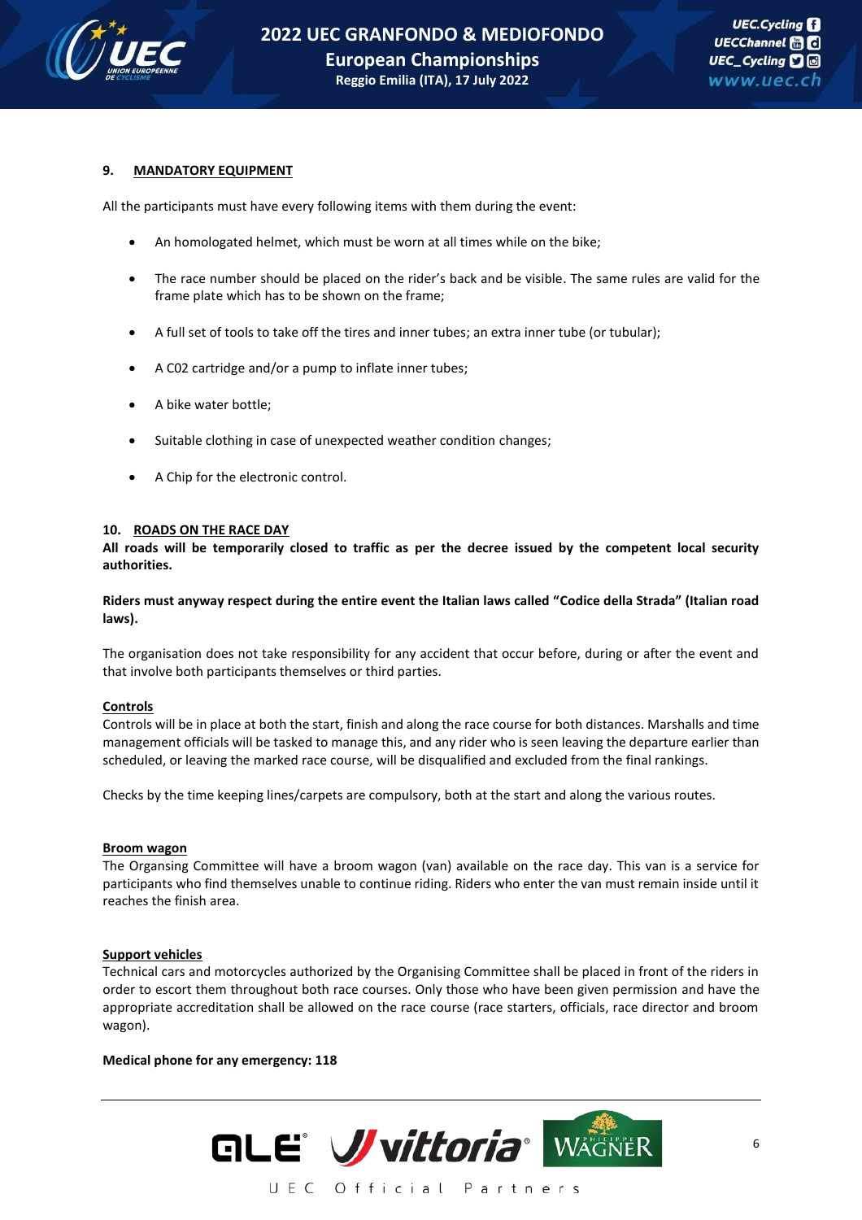## 9. MANDATORY EQUIPMENT

All the participants must have every following items with them during the event:

- An homologated helmet, which must be worn at all times while on the bike;
- The race number should be placed on the rider's back and be visible. The same rules are valid for the frame plate which has to be shown on the frame;
- A full set of tools to take off the tires and inner tubes; an extra inner tube (or tubular);
- A C02 cartridge and/or a pump to inflate inner tubes;
- A bike water bottle;
- Suitable clothing in case of unexpected weather condition changes;
- A Chip for the electronic control.

## 10. ROADS ON THE RACE DAY

**All roads will be temporarily closed to traffic as per the decree issued by the competent local security authorities.**

**Riders must anyway respect during the entire event the Italian laws called "Codice della Strada" (Italian road laws).**

The organisation does not take responsibility for any accident that occur before, during or after the event and that involve both participants themselves or third parties.

### Controls

Controls will be in place at both the start, finish and along the race course for both distances. Marshalls and time management officials will be tasked to manage this, and any rider who is seen leaving the departure earlier than scheduled, or leaving the marked race course, will be disqualified and excluded from the final rankings.

Checks by the time keeping lines/carpets are compulsory, both at the start and along the various routes.

### Broom wagon

The Organsing Committee will have a broom wagon (van) available on the race day. This van is a service for participants who find themselves unable to continue riding. Riders who enter the van must remain inside until it reaches the finish area.

### Support vehicles

Technical cars and motorcycles authorized by the Organising Committee shall be placed in front of the riders in order to escort them throughout both race courses. Only those who have been given permission and have the appropriate accreditation shall be allowed on the race course (race starters, officials, race director and broom wagon).

**Medical phone for any emergency: 118**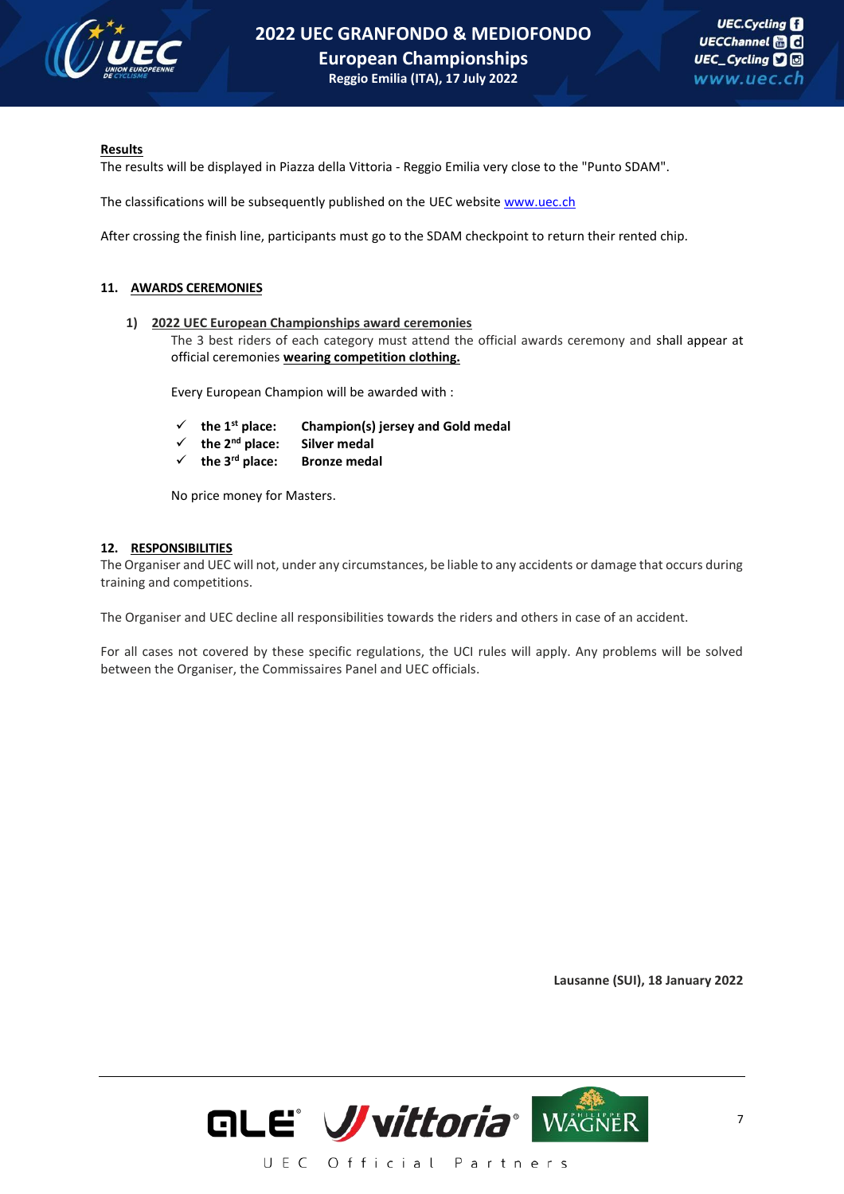**Results**

The results will be displayed in Piazza della Vittoria - Reggio Emilia very close to the "Punto SDAM".

The classifications will be subsequently published on the UEC website [www.uec.ch](http://www.uec.ch)

After crossing the finish line, participants must go to the SDAM checkpoint to return their rented chip.

## 11. AWARDS CEREMONIES

### 1) 2022 UEC European Championships award ceremonies

The 3 best riders of each category must attend the official awards ceremony and shall appear at official ceremonies **wearing competition clothing.**

Every European Champion will be awarded with :

- ✓ **the 1st place:** **Champion(s) jersey and Gold medal**
- ✓ **the 2nd place:** **Silver medal**
- ✓ **the 3rd place:** **Bronze medal**

No price money for Masters.

## 12. RESPONSIBILITIES

The Organiser and UEC will not, under any circumstances, be liable to any accidents or damage that occurs during training and competitions.

The Organiser and UEC decline all responsibilities towards the riders and others in case of an accident.

For all cases not covered by these specific regulations, the UCI rules will apply. Any problems will be solved between the Organiser, the Commissaires Panel and UEC officials.

**Lausanne (SUI), 18 January 2022**